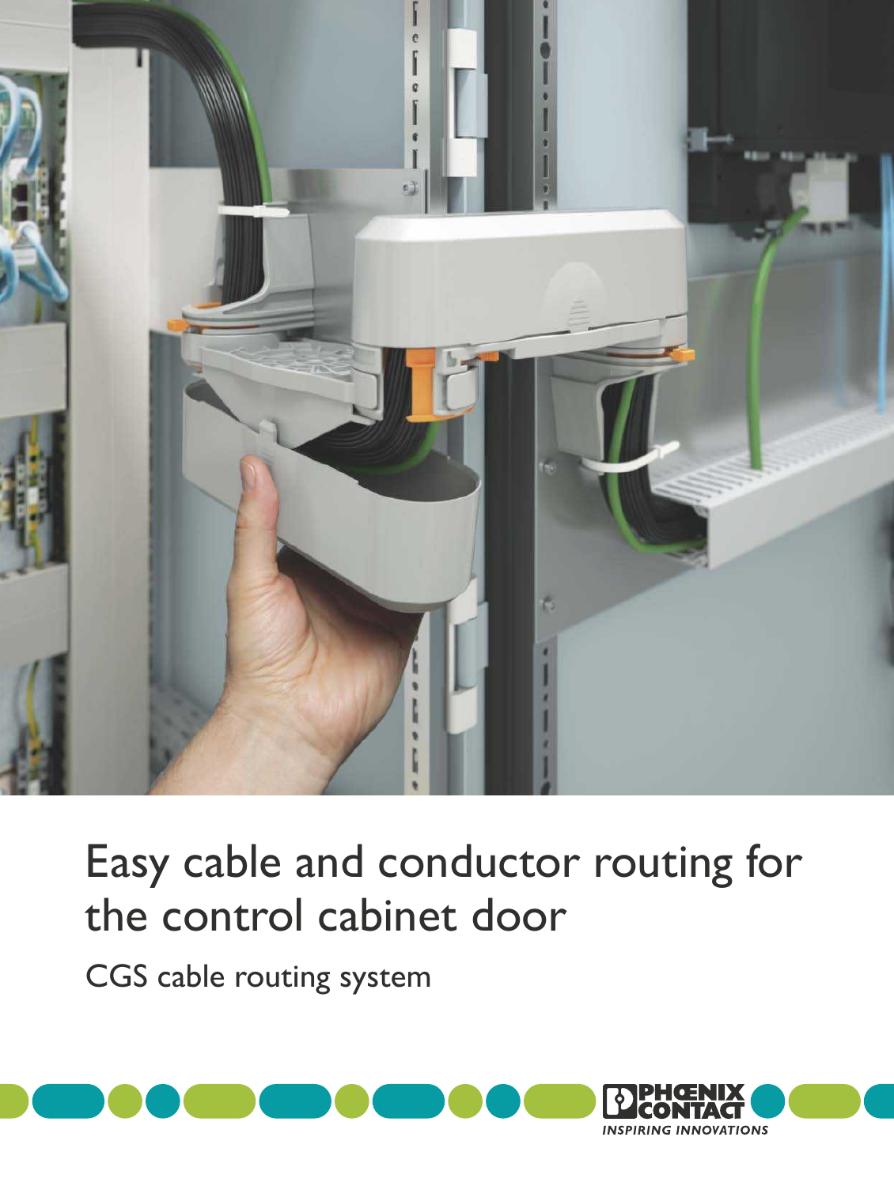# Easy cable and conductor routing for the control cabinet door

CGS cable routing system

PHOENIX CONTACT

INSPIRING INNOVATIONS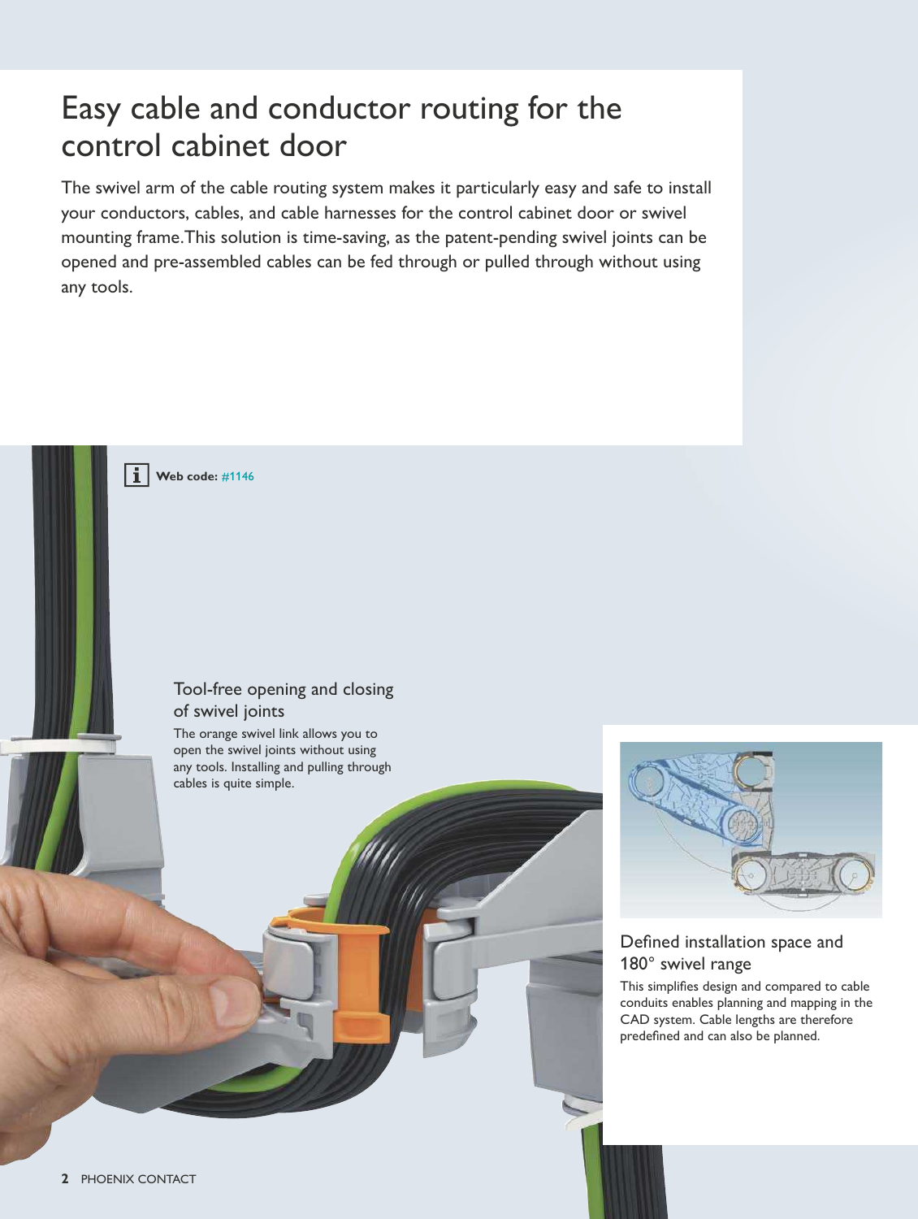# Easy cable and conductor routing for the control cabinet door

The swivel arm of the cable routing system makes it particularly easy and safe to install your conductors, cables, and cable harnesses for the control cabinet door or swivel mounting frame.This solution is time-saving, as the patent-pending swivel joints can be opened and pre-assembled cables can be fed through or pulled through without using any tools.

**Web code:** #1146

### Tool-free opening and closing of swivel joints

The orange swivel link allows you to open the swivel joints without using any tools. Installing and pulling through cables is quite simple.

### Defined installation space and 180° swivel range

This simplifies design and compared to cable conduits enables planning and mapping in the CAD system. Cable lengths are therefore predefined and can also be planned.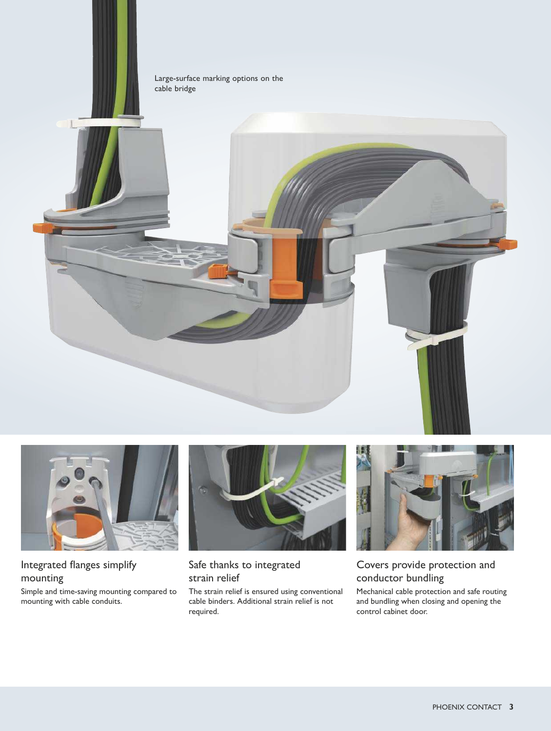Large-surface marking options on the cable bridge

### Integrated flanges simplify mounting

Simple and time-saving mounting compared to mounting with cable conduits.

### Safe thanks to integrated strain relief

The strain relief is ensured using conventional cable binders. Additional strain relief is not required.

### Covers provide protection and conductor bundling

Mechanical cable protection and safe routing and bundling when closing and opening the control cabinet door.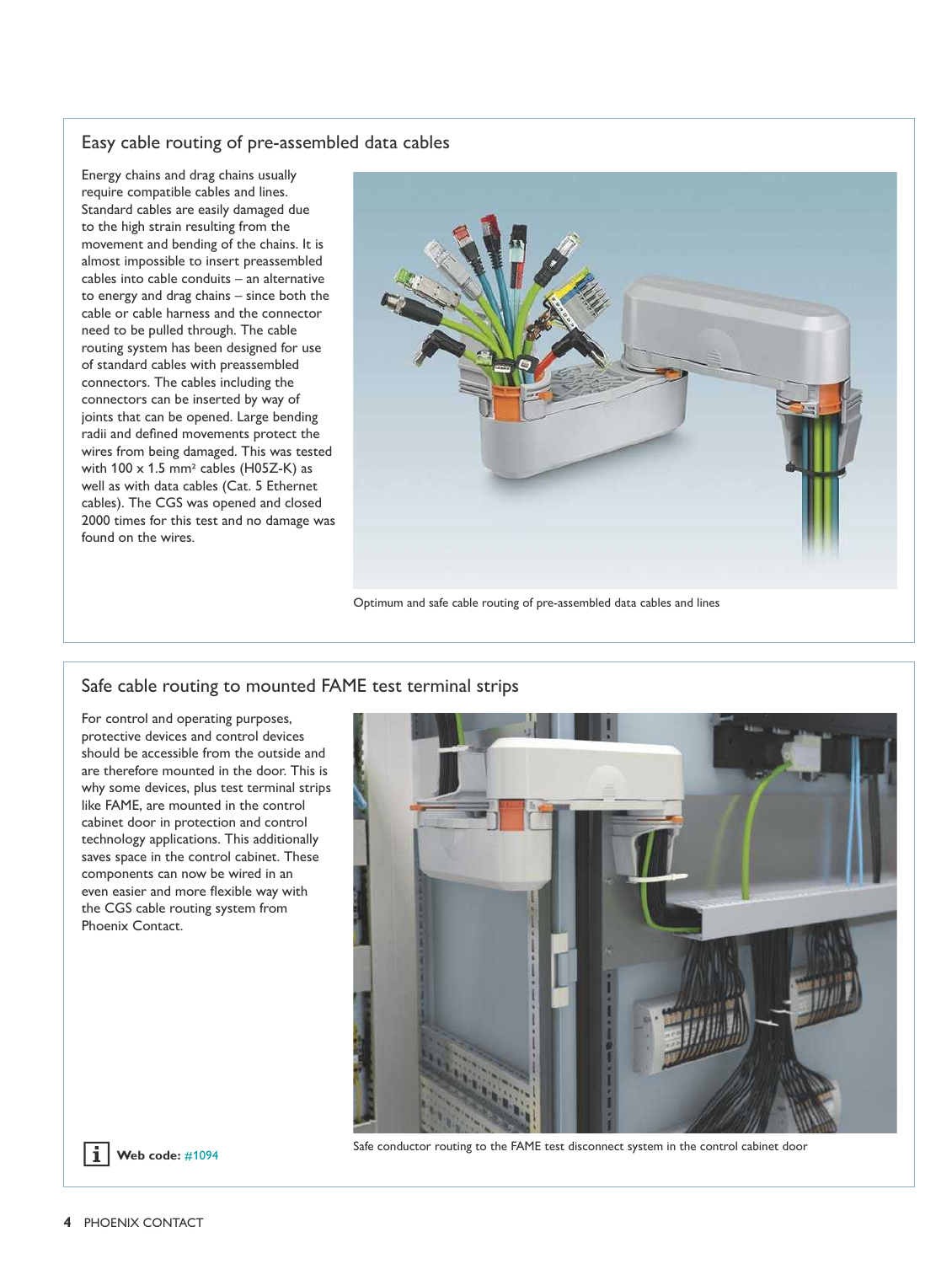## Easy cable routing of pre-assembled data cables

Energy chains and drag chains usually require compatible cables and lines. Standard cables are easily damaged due to the high strain resulting from the movement and bending of the chains. It is almost impossible to insert preassembled cables into cable conduits – an alternative to energy and drag chains – since both the cable or cable harness and the connector need to be pulled through. The cable routing system has been designed for use of standard cables with preassembled connectors. The cables including the connectors can be inserted by way of joints that can be opened. Large bending radii and defined movements protect the wires from being damaged. This was tested with 100 x 1.5 mm² cables (H05Z-K) as well as with data cables (Cat. 5 Ethernet cables). The CGS was opened and closed 2000 times for this test and no damage was found on the wires.

Optimum and safe cable routing of pre-assembled data cables and lines

## Safe cable routing to mounted FAME test terminal strips

For control and operating purposes, protective devices and control devices should be accessible from the outside and are therefore mounted in the door. This is why some devices, plus test terminal strips like FAME, are mounted in the control cabinet door in protection and control technology applications. This additionally saves space in the control cabinet. These components can now be wired in an even easier and more flexible way with the CGS cable routing system from Phoenix Contact.

Safe conductor routing to the FAME test disconnect system in the control cabinet door

**Web code:** #1094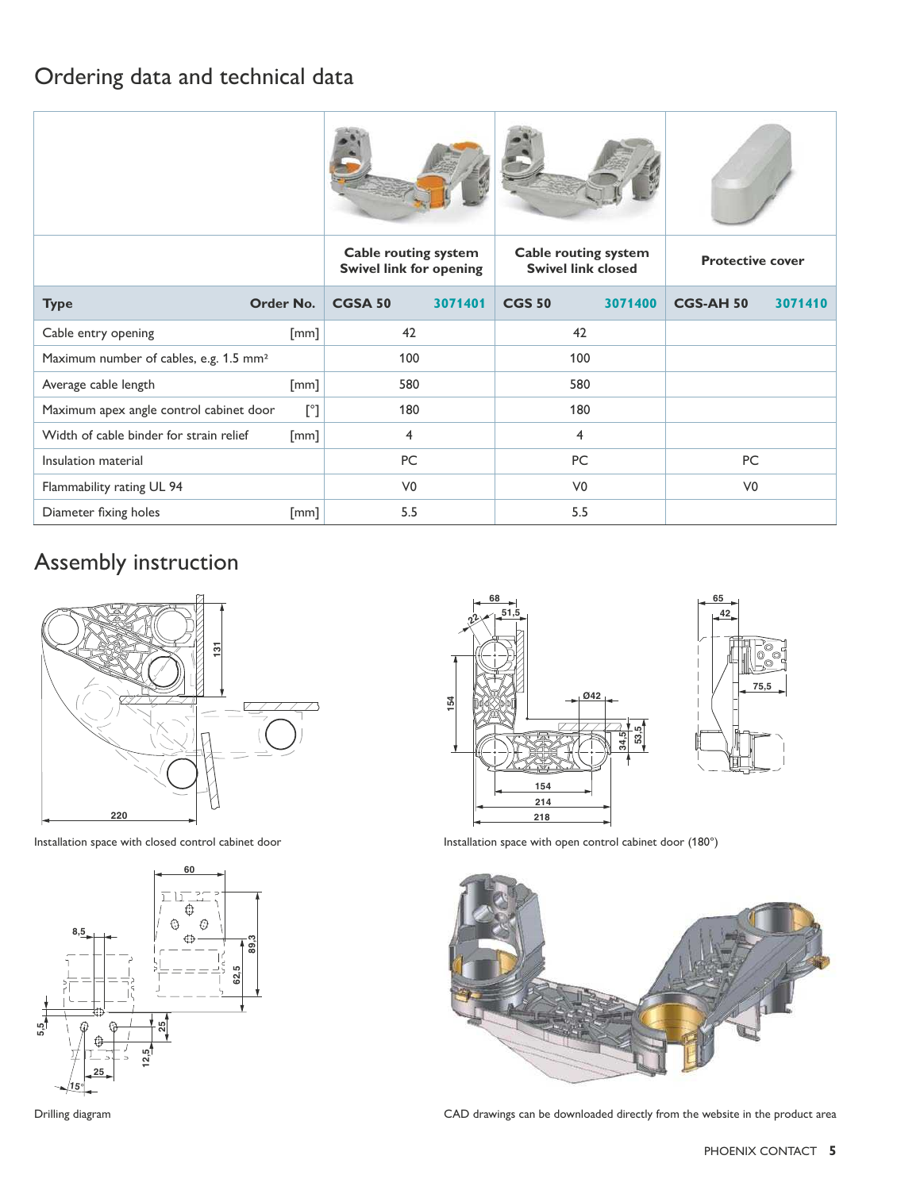# Ordering data and technical data

| | | Cable routing system Swivel link for opening | | Cable routing system Swivel link closed | | Protective cover | |
|---|---|---|---|---|---|---|---|
| **Type** | **Order No.** | **CGSA 50** | **3071401** | **CGS 50** | **3071400** | **CGS-AH 50** | **3071410** |
| Cable entry opening | [mm] | 42 | | 42 | | | |
| Maximum number of cables, e.g. 1.5 mm² | | 100 | | 100 | | | |
| Average cable length | [mm] | 580 | | 580 | | | |
| Maximum apex angle control cabinet door | [°] | 180 | | 180 | | | |
| Width of cable binder for strain relief | [mm] | 4 | | 4 | | | |
| Insulation material | | PC | | PC | | PC | |
| Flammability rating UL 94 | | V0 | | V0 | | V0 | |
| Diameter fixing holes | [mm] | 5.5 | | 5.5 | | | |

# Assembly instruction

Installation space with closed control cabinet door

Installation space with open control cabinet door (180°)

Drilling diagram

CAD drawings can be downloaded directly from the website in the product area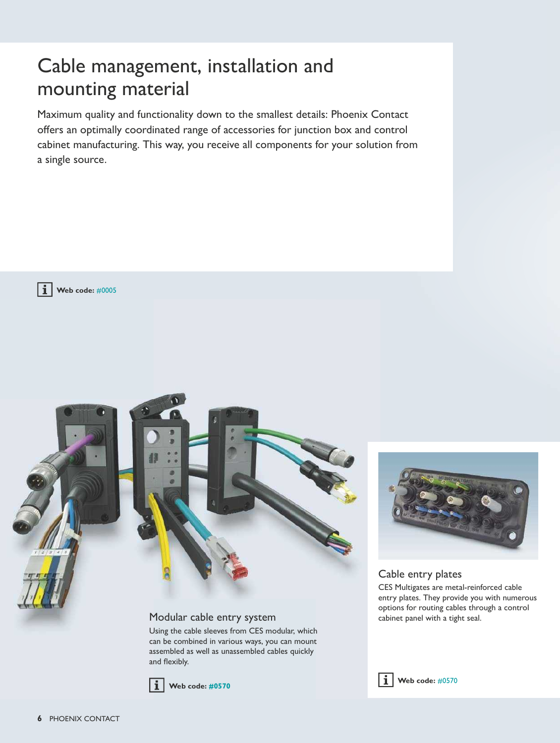# Cable management, installation and mounting material

Maximum quality and functionality down to the smallest details: Phoenix Contact offers an optimally coordinated range of accessories for junction box and control cabinet manufacturing. This way, you receive all components for your solution from a single source.

**Web code:** #0005

## Modular cable entry system

Using the cable sleeves from CES modular, which can be combined in various ways, you can mount assembled as well as unassembled cables quickly and flexibly.

**Web code:** **#0570**

## Cable entry plates

CES Multigates are metal-reinforced cable entry plates. They provide you with numerous options for routing cables through a control cabinet panel with a tight seal.

**Web code:** #0570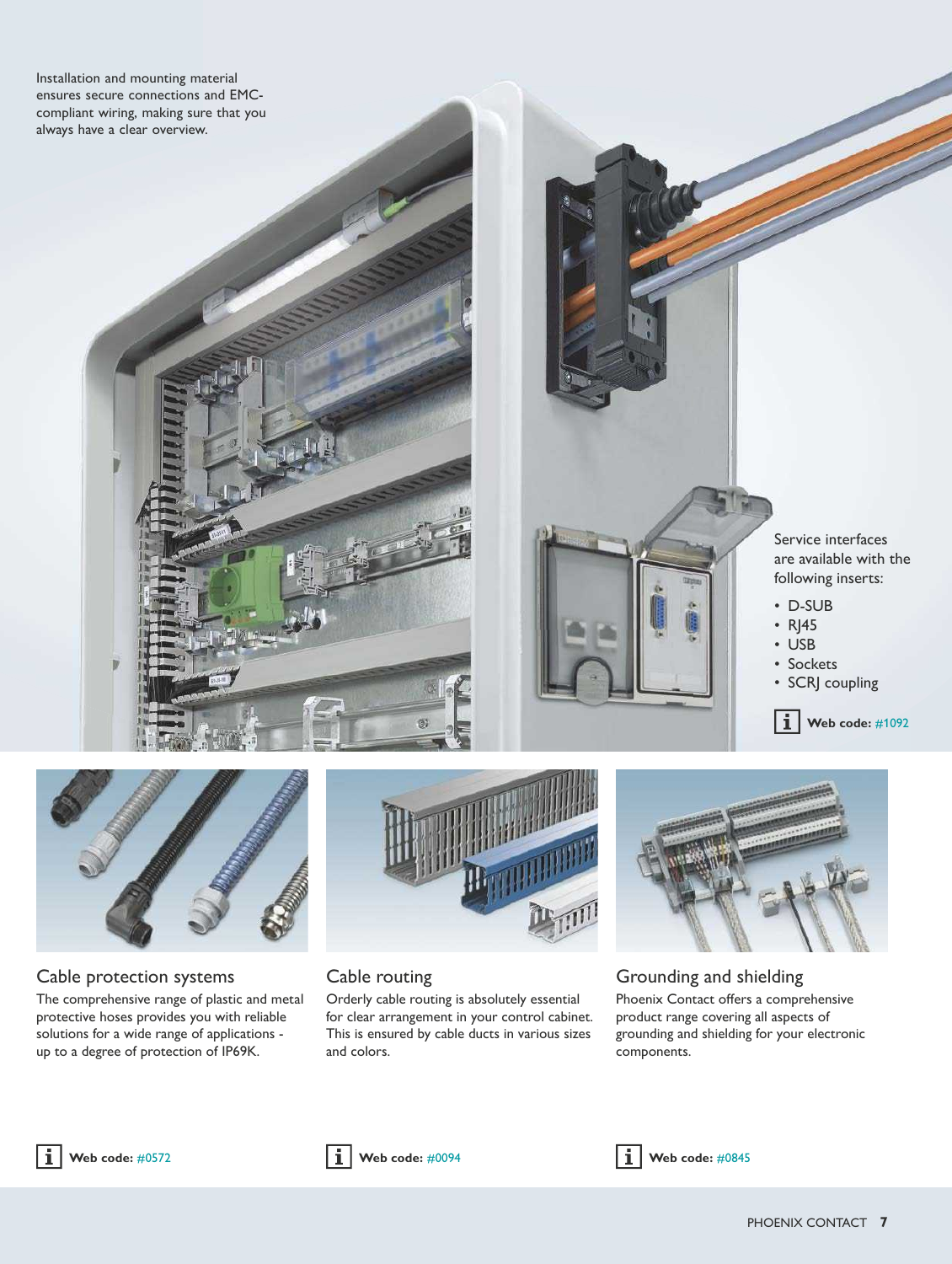Installation and mounting material ensures secure connections and EMC-compliant wiring, making sure that you always have a clear overview.

Service interfaces are available with the following inserts:

- D-SUB
- RJ45
- USB
- Sockets
- SCRJ coupling

Web code: #1092

## Cable protection systems

The comprehensive range of plastic and metal protective hoses provides you with reliable solutions for a wide range of applications - up to a degree of protection of IP69K.

Web code: #0572

## Cable routing

Orderly cable routing is absolutely essential for clear arrangement in your control cabinet. This is ensured by cable ducts in various sizes and colors.

Web code: #0094

## Grounding and shielding

Phoenix Contact offers a comprehensive product range covering all aspects of grounding and shielding for your electronic components.

Web code: #0845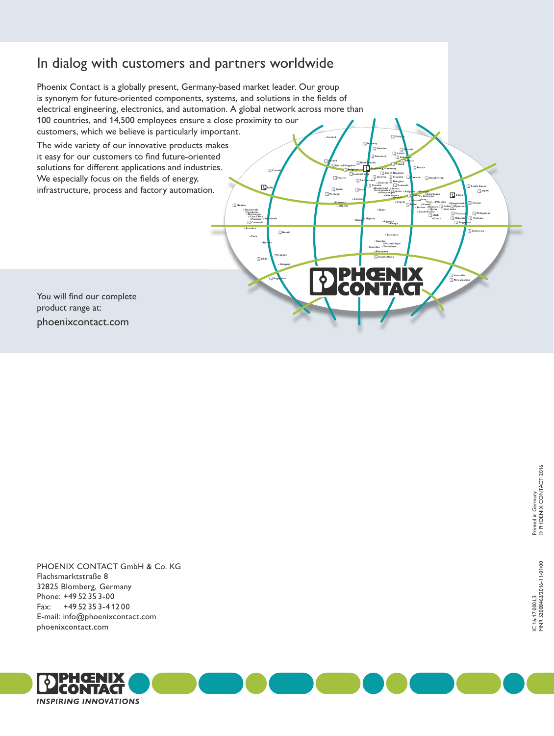# In dialog with customers and partners worldwide

Phoenix Contact is a globally present, Germany-based market leader. Our group is synonym for future-oriented components, systems, and solutions in the fields of electrical engineering, electronics, and automation. A global network across more than 100 countries, and 14,500 employees ensure a close proximity to our customers, which we believe is particularly important.

The wide variety of our innovative products makes it easy for our customers to find future-oriented solutions for different applications and industries. We especially focus on the fields of energy, infrastructure, process and factory automation.

You will find our complete product range at:
phoenixcontact.com

PHOENIX CONTACT GmbH & Co. KG
Flachsmarktstraße 8
32825 Blomberg, Germany
Phone: +49 52 35 3-00
Fax: +49 52 35 3-4 12 00
E-mail: info@phoenixcontact.com
phoenixcontact.com

Printed in Germany
© PHOENIX CONTACT 2016

IC 16-17.000.L3
MNR 52008463/2016-11-01/00

INSPIRING INNOVATIONS